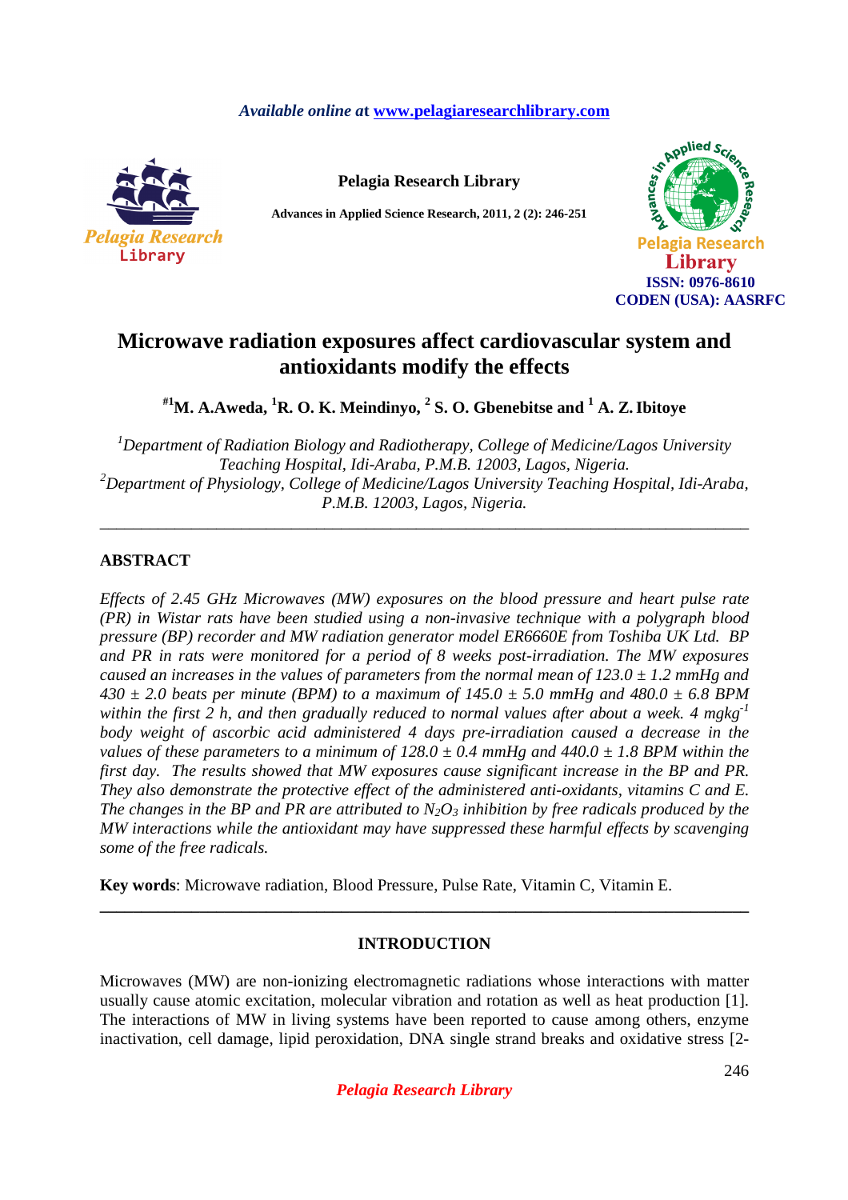*Available online at* **www.pelagiaresearchlibrary.com**

**Pelagia Research Library**

**Advances in Applied Science Research, 2011, 2 (2): 246-251**

**ISSN: 0976-8610**
**CODEN (USA): AASRFC**

# Microwave radiation exposures affect cardiovascular system and antioxidants modify the effects

**[#1]M. A.Aweda, [1]R. O. K. Meindinyo, [2] S. O. Gbenebitse and [1] A. Z. Ibitoye**

*[1]Department of Radiation Biology and Radiotherapy, College of Medicine/Lagos University Teaching Hospital, Idi-Araba, P.M.B. 12003, Lagos, Nigeria.*
*[2]Department of Physiology, College of Medicine/Lagos University Teaching Hospital, Idi-Araba, P.M.B. 12003, Lagos, Nigeria.*

---

## ABSTRACT

*Effects of 2.45 GHz Microwaves (MW) exposures on the blood pressure and heart pulse rate (PR) in Wistar rats have been studied using a non-invasive technique with a polygraph blood pressure (BP) recorder and MW radiation generator model ER6660E from Toshiba UK Ltd. BP and PR in rats were monitored for a period of 8 weeks post-irradiation. The MW exposures caused an increases in the values of parameters from the normal mean of 123.0 ± 1.2 mmHg and 430 ± 2.0 beats per minute (BPM) to a maximum of 145.0 ± 5.0 mmHg and 480.0 ± 6.8 BPM within the first 2 h, and then gradually reduced to normal values after about a week. 4 $mgkg^{-1}$ body weight of ascorbic acid administered 4 days pre-irradiation caused a decrease in the values of these parameters to a minimum of 128.0 ± 0.4 mmHg and 440.0 ± 1.8 BPM within the first day. The results showed that MW exposures cause significant increase in the BP and PR. They also demonstrate the protective effect of the administered anti-oxidants, vitamins C and E. The changes in the BP and PR are attributed to $N_2O_3$ inhibition by free radicals produced by the MW interactions while the antioxidant may have suppressed these harmful effects by scavenging some of the free radicals.*

**Key words**: Microwave radiation, Blood Pressure, Pulse Rate, Vitamin C, Vitamin E.

---

## INTRODUCTION

Microwaves (MW) are non-ionizing electromagnetic radiations whose interactions with matter usually cause atomic excitation, molecular vibration and rotation as well as heat production [1]. The interactions of MW in living systems have been reported to cause among others, enzyme inactivation, cell damage, lipid peroxidation, DNA single strand breaks and oxidative stress [2-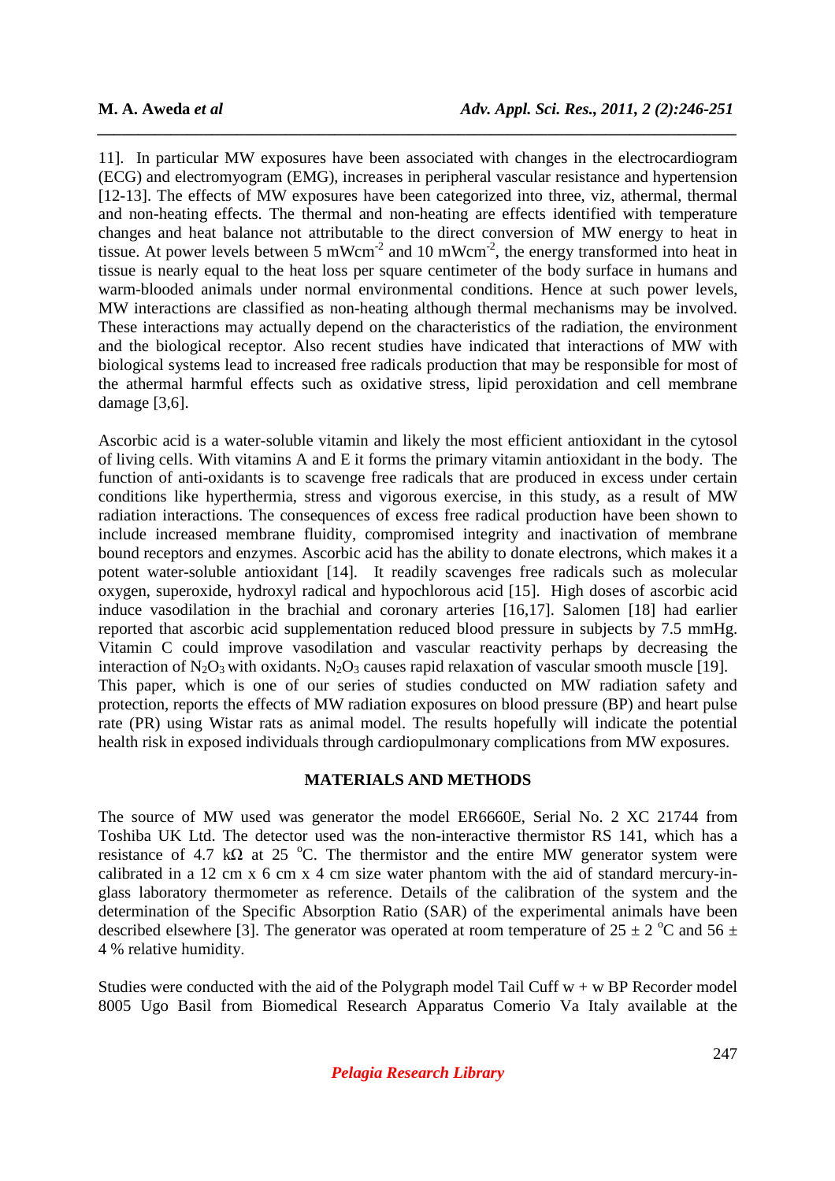11]. In particular MW exposures have been associated with changes in the electrocardiogram (ECG) and electromyogram (EMG), increases in peripheral vascular resistance and hypertension [12-13]. The effects of MW exposures have been categorized into three, viz, athermal, thermal and non-heating effects. The thermal and non-heating are effects identified with temperature changes and heat balance not attributable to the direct conversion of MW energy to heat in tissue. At power levels between 5 $mWcm^{-2}$ and 10 $mWcm^{-2}$, the energy transformed into heat in tissue is nearly equal to the heat loss per square centimeter of the body surface in humans and warm-blooded animals under normal environmental conditions. Hence at such power levels, MW interactions are classified as non-heating although thermal mechanisms may be involved. These interactions may actually depend on the characteristics of the radiation, the environment and the biological receptor. Also recent studies have indicated that interactions of MW with biological systems lead to increased free radicals production that may be responsible for most of the athermal harmful effects such as oxidative stress, lipid peroxidation and cell membrane damage [3,6].

Ascorbic acid is a water-soluble vitamin and likely the most efficient antioxidant in the cytosol of living cells. With vitamins A and E it forms the primary vitamin antioxidant in the body. The function of anti-oxidants is to scavenge free radicals that are produced in excess under certain conditions like hyperthermia, stress and vigorous exercise, in this study, as a result of MW radiation interactions. The consequences of excess free radical production have been shown to include increased membrane fluidity, compromised integrity and inactivation of membrane bound receptors and enzymes. Ascorbic acid has the ability to donate electrons, which makes it a potent water-soluble antioxidant [14]. It readily scavenges free radicals such as molecular oxygen, superoxide, hydroxyl radical and hypochlorous acid [15]. High doses of ascorbic acid induce vasodilation in the brachial and coronary arteries [16,17]. Salomen [18] had earlier reported that ascorbic acid supplementation reduced blood pressure in subjects by 7.5 mmHg. Vitamin C could improve vasodilation and vascular reactivity perhaps by decreasing the interaction of $N_2O_3$ with oxidants. $N_2O_3$ causes rapid relaxation of vascular smooth muscle [19].
This paper, which is one of our series of studies conducted on MW radiation safety and protection, reports the effects of MW radiation exposures on blood pressure (BP) and heart pulse rate (PR) using Wistar rats as animal model. The results hopefully will indicate the potential health risk in exposed individuals through cardiopulmonary complications from MW exposures.

## MATERIALS AND METHODS

The source of MW used was generator the model ER6660E, Serial No. 2 XC 21744 from Toshiba UK Ltd. The detector used was the non-interactive thermistor RS 141, which has a resistance of 4.7 kΩ at 25 °C. The thermistor and the entire MW generator system were calibrated in a 12 cm x 6 cm x 4 cm size water phantom with the aid of standard mercury-in-glass laboratory thermometer as reference. Details of the calibration of the system and the determination of the Specific Absorption Ratio (SAR) of the experimental animals have been described elsewhere [3]. The generator was operated at room temperature of 25 ± 2 °C and 56 ± 4 % relative humidity.

Studies were conducted with the aid of the Polygraph model Tail Cuff w + w BP Recorder model 8005 Ugo Basil from Biomedical Research Apparatus Comerio Va Italy available at the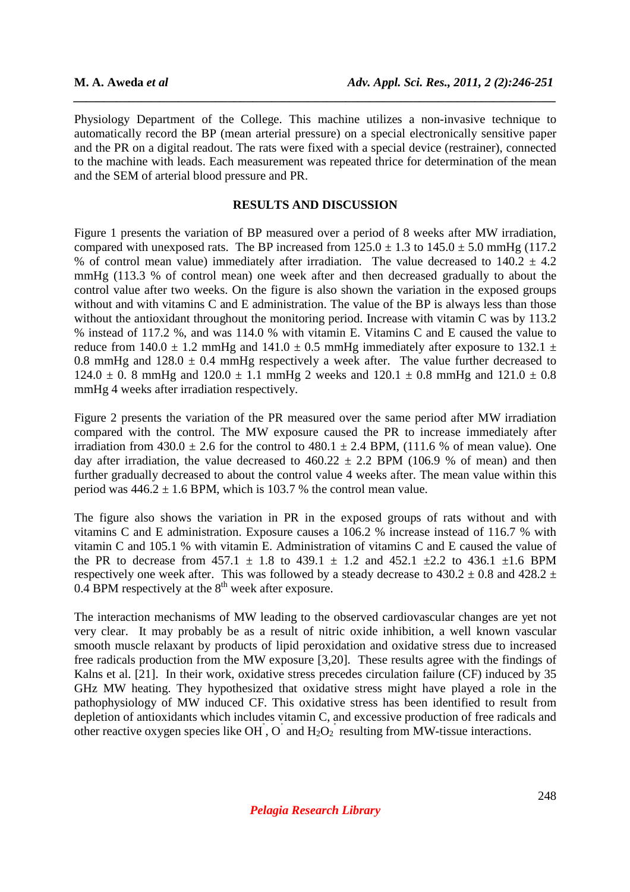Physiology Department of the College. This machine utilizes a non-invasive technique to automatically record the BP (mean arterial pressure) on a special electronically sensitive paper and the PR on a digital readout. The rats were fixed with a special device (restrainer), connected to the machine with leads. Each measurement was repeated thrice for determination of the mean and the SEM of arterial blood pressure and PR.

## RESULTS AND DISCUSSION

Figure 1 presents the variation of BP measured over a period of 8 weeks after MW irradiation, compared with unexposed rats. The BP increased from $125.0 \pm 1.3$ to $145.0 \pm 5.0$ mmHg (117.2 % of control mean value) immediately after irradiation. The value decreased to $140.2 \pm 4.2$ mmHg (113.3 % of control mean) one week after and then decreased gradually to about the control value after two weeks. On the figure is also shown the variation in the exposed groups without and with vitamins C and E administration. The value of the BP is always less than those without the antioxidant throughout the monitoring period. Increase with vitamin C was by 113.2 % instead of 117.2 %, and was 114.0 % with vitamin E. Vitamins C and E caused the value to reduce from $140.0 \pm 1.2$ mmHg and $141.0 \pm 0.5$ mmHg immediately after exposure to $132.1 \pm 0.8$ mmHg and $128.0 \pm 0.4$ mmHg respectively a week after. The value further decreased to $124.0 \pm 0.8$ mmHg and $120.0 \pm 1.1$ mmHg 2 weeks and $120.1 \pm 0.8$ mmHg and $121.0 \pm 0.8$ mmHg 4 weeks after irradiation respectively.

Figure 2 presents the variation of the PR measured over the same period after MW irradiation compared with the control. The MW exposure caused the PR to increase immediately after irradiation from $430.0 \pm 2.6$ for the control to $480.1 \pm 2.4$ BPM, (111.6 % of mean value). One day after irradiation, the value decreased to $460.22 \pm 2.2$ BPM (106.9 % of mean) and then further gradually decreased to about the control value 4 weeks after. The mean value within this period was $446.2 \pm 1.6$ BPM, which is 103.7 % the control mean value.

The figure also shows the variation in PR in the exposed groups of rats without and with vitamins C and E administration. Exposure causes a 106.2 % increase instead of 116.7 % with vitamin C and 105.1 % with vitamin E. Administration of vitamins C and E caused the value of the PR to decrease from $457.1 \pm 1.8$ to $439.1 \pm 1.2$ and $452.1 \pm 2.2$ to $436.1 \pm 1.6$ BPM respectively one week after. This was followed by a steady decrease to $430.2 \pm 0.8$ and $428.2 \pm 0.4$ BPM respectively at the $8^{th}$ week after exposure.

The interaction mechanisms of MW leading to the observed cardiovascular changes are yet not very clear. It may probably be as a result of nitric oxide inhibition, a well known vascular smooth muscle relaxant by products of lipid peroxidation and oxidative stress due to increased free radicals production from the MW exposure [3,20]. These results agree with the findings of Kalns et al. [21]. In their work, oxidative stress precedes circulation failure (CF) induced by 35 GHz MW heating. They hypothesized that oxidative stress might have played a role in the pathophysiology of MW induced CF. This oxidative stress has been identified to result from depletion of antioxidants which includes vitamin C, and excessive production of free radicals and other reactive oxygen species like $OH^{\circ}$, $O^{\circ}$ and $H_2O_2^{\circ}$ resulting from MW-tissue interactions.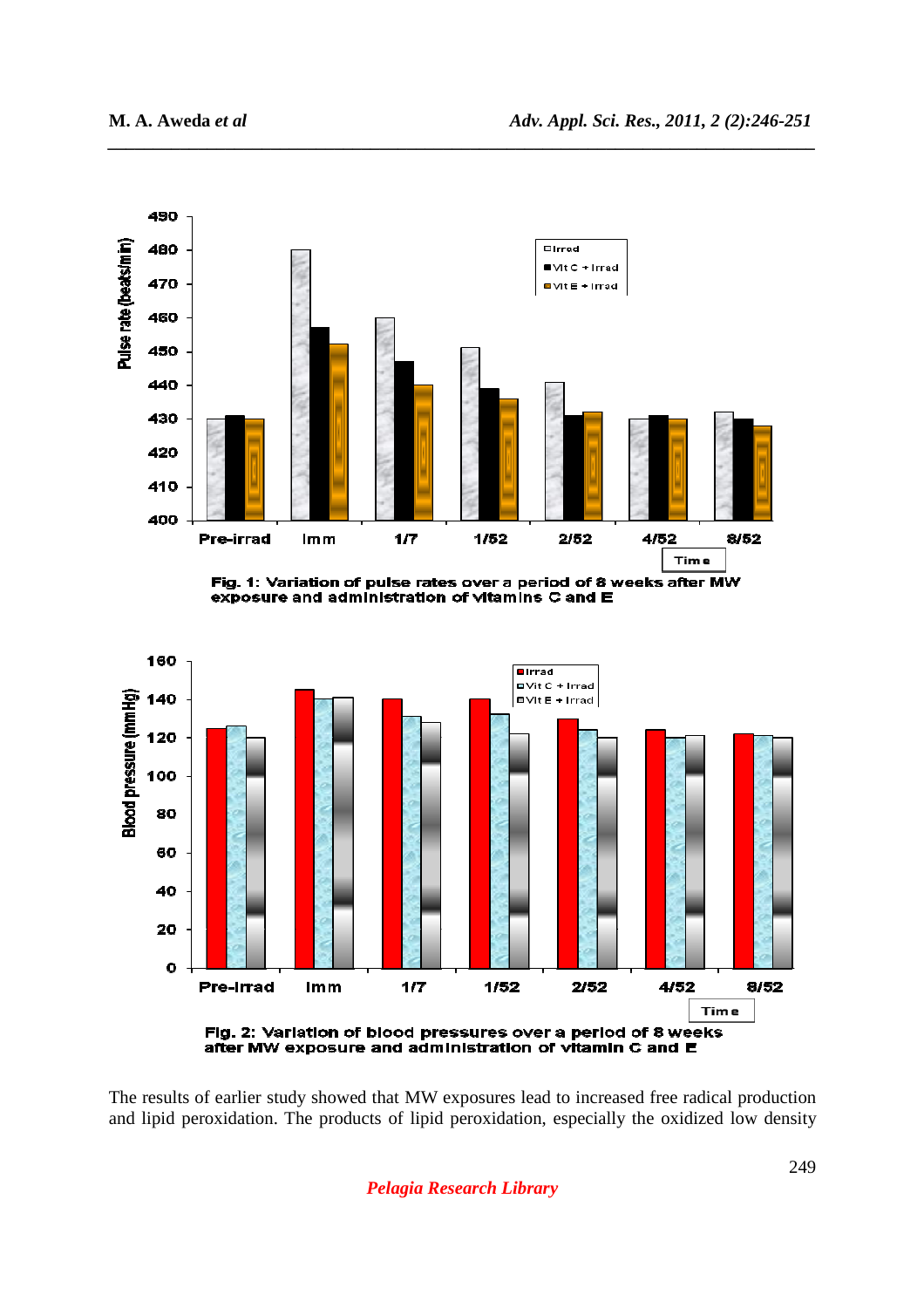Fig. 1: Variation of pulse rates over a period of 8 weeks after MW exposure and administration of vitamins C and E

Fig. 2: Variation of blood pressures over a period of 8 weeks after MW exposure and administration of vitamin C and E

The results of earlier study showed that MW exposures lead to increased free radical production and lipid peroxidation. The products of lipid peroxidation, especially the oxidized low density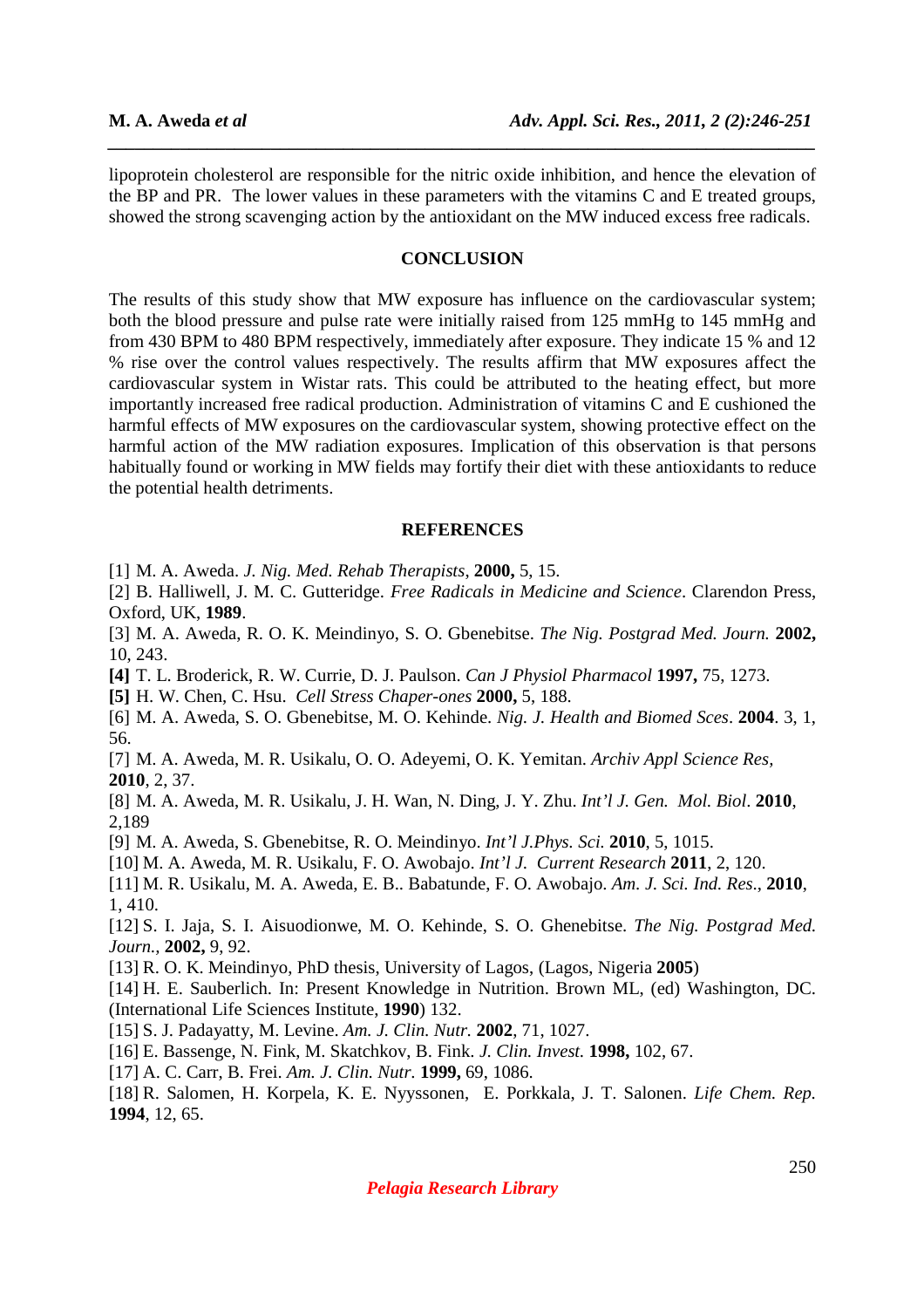lipoprotein cholesterol are responsible for the nitric oxide inhibition, and hence the elevation of the BP and PR. The lower values in these parameters with the vitamins C and E treated groups, showed the strong scavenging action by the antioxidant on the MW induced excess free radicals.

## CONCLUSION

The results of this study show that MW exposure has influence on the cardiovascular system; both the blood pressure and pulse rate were initially raised from 125 mmHg to 145 mmHg and from 430 BPM to 480 BPM respectively, immediately after exposure. They indicate 15 % and 12 % rise over the control values respectively. The results affirm that MW exposures affect the cardiovascular system in Wistar rats. This could be attributed to the heating effect, but more importantly increased free radical production. Administration of vitamins C and E cushioned the harmful effects of MW exposures on the cardiovascular system, showing protective effect on the harmful action of the MW radiation exposures. Implication of this observation is that persons habitually found or working in MW fields may fortify their diet with these antioxidants to reduce the potential health detriments.

## REFERENCES

[1] M. A. Aweda. *J. Nig. Med. Rehab Therapists*, **2000,** 5, 15.

[2] B. Halliwell, J. M. C. Gutteridge. *Free Radicals in Medicine and Science*. Clarendon Press, Oxford, UK, **1989**.

[3] M. A. Aweda, R. O. K. Meindinyo, S. O. Gbenebitse. *The Nig. Postgrad Med. Journ.* **2002,** 10, 243.

**[4]** T. L. Broderick, R. W. Currie, D. J. Paulson. *Can J Physiol Pharmacol* **1997,** 75, 1273.

**[5]** H. W. Chen, C. Hsu. *Cell Stress Chaper-ones* **2000,** 5, 188.

[6] M. A. Aweda, S. O. Gbenebitse, M. O. Kehinde. *Nig. J. Health and Biomed Sces*. **2004**. 3, 1, 56.

[7] M. A. Aweda, M. R. Usikalu, O. O. Adeyemi, O. K. Yemitan. *Archiv Appl Science Res,* **2010**, 2, 37.

[8] M. A. Aweda, M. R. Usikalu, J. H. Wan, N. Ding, J. Y. Zhu. *Int'l J. Gen. Mol. Biol*. **2010**, 2,189

[9] M. A. Aweda, S. Gbenebitse, R. O. Meindinyo. *Int'l J.Phys. Sci.* **2010**, 5, 1015.

[10] M. A. Aweda, M. R. Usikalu, F. O. Awobajo. *Int'l J. Current Research* **2011**, 2, 120.

[11] M. R. Usikalu, M. A. Aweda, E. B.. Babatunde, F. O. Awobajo. *Am. J. Sci. Ind. Res*., **2010**, 1, 410.

[12] S. I. Jaja, S. I. Aisuodionwe, M. O. Kehinde, S. O. Ghenebitse. *The Nig. Postgrad Med. Journ.*, **2002,** 9, 92.

[13] R. O. K. Meindinyo, PhD thesis, University of Lagos, (Lagos, Nigeria **2005**)

[14] H. E. Sauberlich. In: Present Knowledge in Nutrition. Brown ML, (ed) Washington, DC. (International Life Sciences Institute, **1990**) 132.

[15] S. J. Padayatty, M. Levine. *Am. J. Clin. Nutr.* **2002**, 71, 1027.

[16] E. Bassenge, N. Fink, M. Skatchkov, B. Fink. *J. Clin. Invest.* **1998,** 102, 67.

[17] A. C. Carr, B. Frei. *Am. J. Clin. Nutr.* **1999,** 69, 1086.

[18] R. Salomen, H. Korpela, K. E. Nyyssonen, E. Porkkala, J. T. Salonen. *Life Chem. Rep.* **1994**, 12, 65.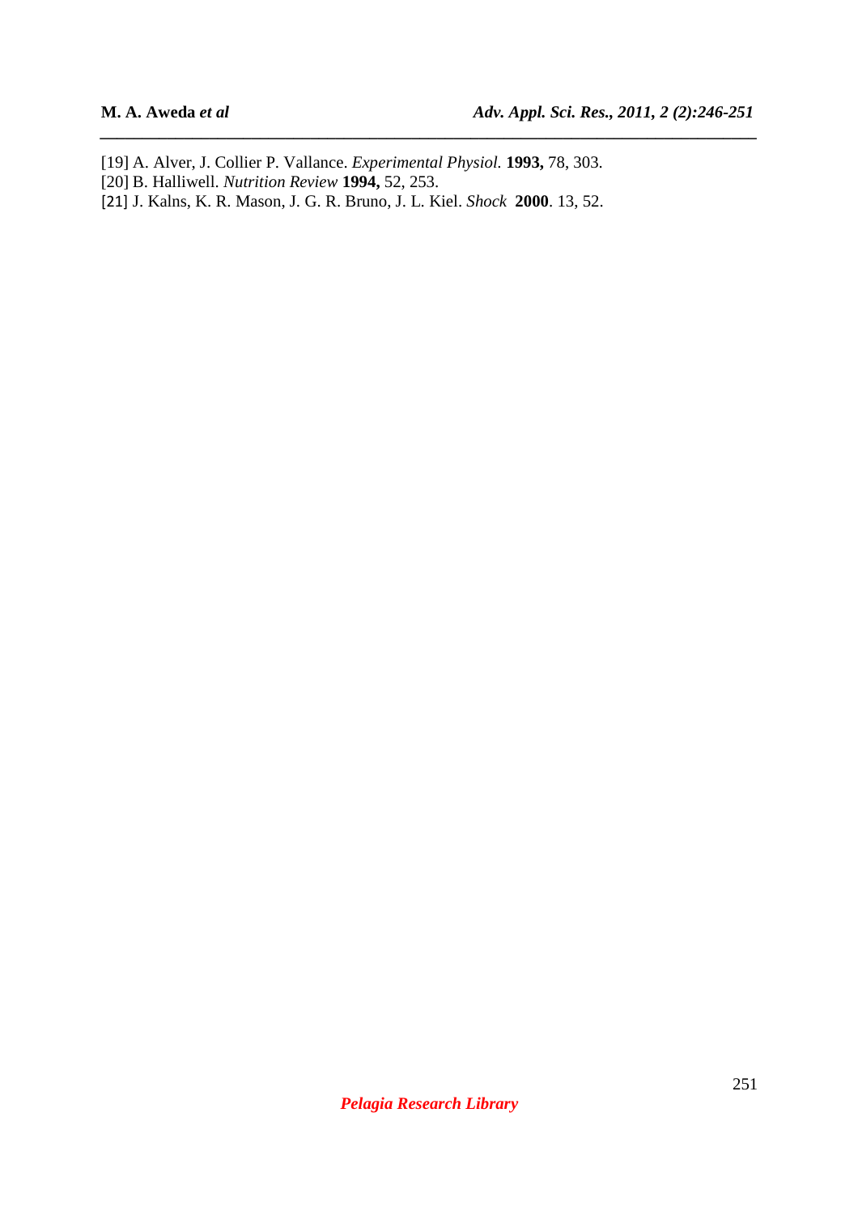[19] A. Alver, J. Collier P. Vallance. *Experimental Physiol.* **1993,** 78, 303.
[20] B. Halliwell. *Nutrition Review* **1994,** 52, 253.
[21] J. Kalns, K. R. Mason, J. G. R. Bruno, J. L. Kiel. *Shock* **2000**. 13, 52.